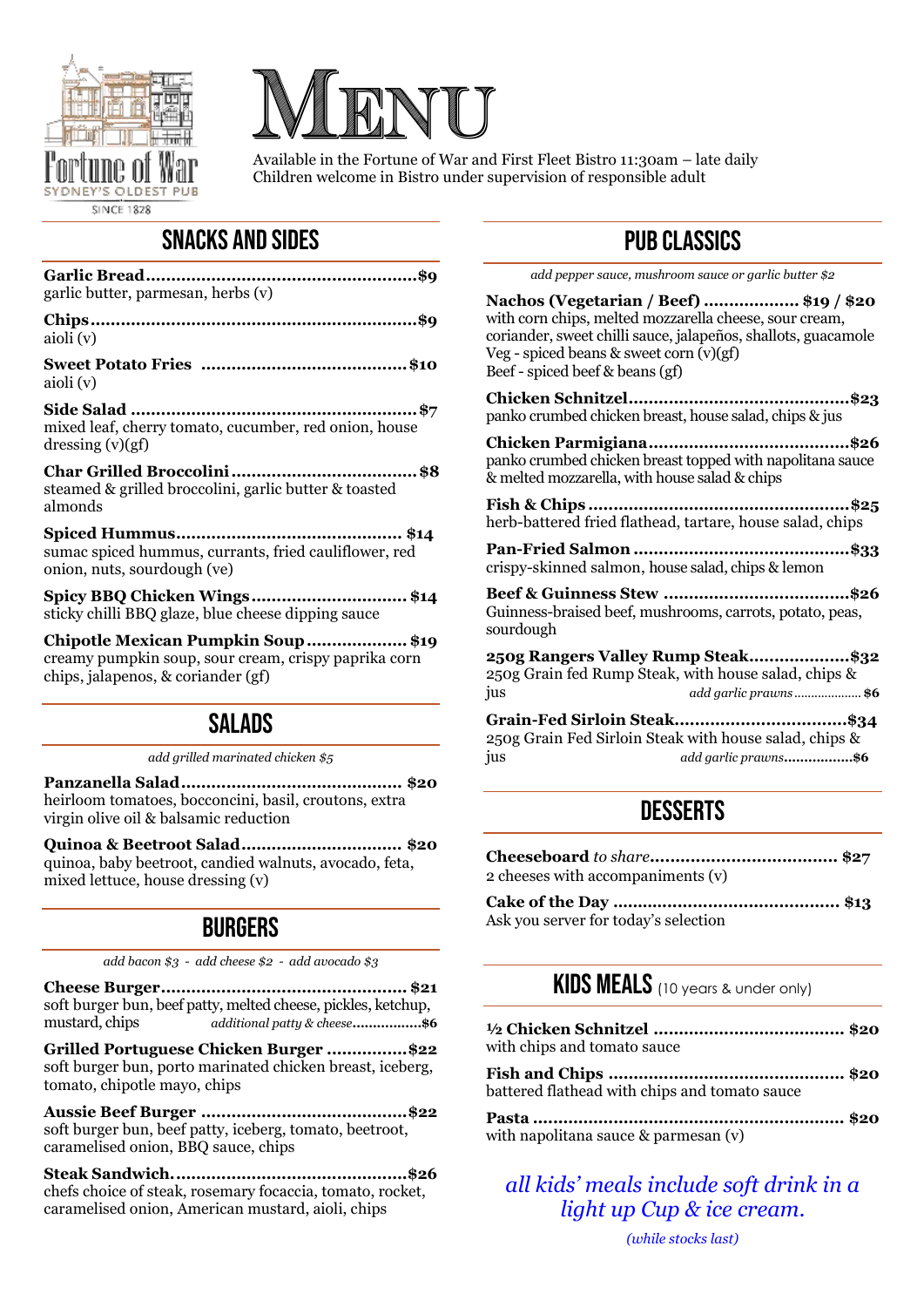Fortune of War
SYDNEY'S OLDEST PUB
SINCE 1828

# MENU

Available in the Fortune of War and First Fleet Bistro 11:30am – late daily
Children welcome in Bistro under supervision of responsible adult

## SNACKS AND SIDES

**Garlic Bread**......................................................**$9**
garlic butter, parmesan, herbs (v)

**Chips**......................................................**$9**
aioli (v)

**Sweet Potato Fries** ......................................................**$10**
aioli (v)

**Side Salad** ......................................................**$7**
mixed leaf, cherry tomato, cucumber, red onion, house dressing (v)(gf)

**Char Grilled Broccolini**......................................................**$8**
steamed & grilled broccolini, garlic butter & toasted almonds

**Spiced Hummus**......................................................**$14**
sumac spiced hummus, currants, fried cauliflower, red onion, nuts, sourdough (ve)

**Spicy BBQ Chicken Wings**......................................................**$14**
sticky chilli BBQ glaze, blue cheese dipping sauce

**Chipotle Mexican Pumpkin Soup**......................................................**$19**
creamy pumpkin soup, sour cream, crispy paprika corn chips, jalapenos, & coriander (gf)

## SALADS

*add grilled marinated chicken $5*

**Panzanella Salad**......................................................**$20**
heirloom tomatoes, bocconcini, basil, croutons, extra virgin olive oil & balsamic reduction

**Quinoa & Beetroot Salad**......................................................**$20**
quinoa, baby beetroot, candied walnuts, avocado, feta, mixed lettuce, house dressing (v)

## BURGERS

*add bacon $3 - add cheese $2 - add avocado $3*

**Cheese Burger**......................................................**$21**
soft burger bun, beef patty, melted cheese, pickles, ketchup, mustard, chips *additional patty & cheese*..................**$6**

**Grilled Portuguese Chicken Burger**......................................................**$22**
soft burger bun, porto marinated chicken breast, iceberg, tomato, chipotle mayo, chips

**Aussie Beef Burger**......................................................**$22**
soft burger bun, beef patty, iceberg, tomato, beetroot, caramelised onion, BBQ sauce, chips

**Steak Sandwich**......................................................**$26**
chefs choice of steak, rosemary focaccia, tomato, rocket, caramelised onion, American mustard, aioli, chips

## PUB CLASSICS

*add pepper sauce, mushroom sauce or garlic butter $2*

**Nachos (Vegetarian / Beef)** ......................................................**$19 / $20**
with corn chips, melted mozzarella cheese, sour cream, coriander, sweet chilli sauce, jalapeños, shallots, guacamole
Veg - spiced beans & sweet corn (v)(gf)
Beef - spiced beef & beans (gf)

**Chicken Schnitzel**......................................................**$23**
panko crumbed chicken breast, house salad, chips & jus

**Chicken Parmigiana**......................................................**$26**
panko crumbed chicken breast topped with napolitana sauce & melted mozzarella, with house salad & chips

**Fish & Chips**......................................................**$25**
herb-battered fried flathead, tartare, house salad, chips

**Pan-Fried Salmon**......................................................**$33**
crispy-skinned salmon, house salad, chips & lemon

**Beef & Guinness Stew**......................................................**$26**
Guinness-braised beef, mushrooms, carrots, potato, peas, sourdough

**250g Rangers Valley Rump Steak**......................................................**$32**
250g Grain fed Rump Steak, with house salad, chips & jus *add garlic prawns*..................**$6**

**Grain-Fed Sirloin Steak**......................................................**$34**
250g Grain Fed Sirloin Steak with house salad, chips & jus *add garlic prawns*..................**$6**

## DESSERTS

**Cheeseboard** *to share*......................................................**$27**
2 cheeses with accompaniments (v)

**Cake of the Day** ......................................................**$13**
Ask you server for today's selection

## KIDS MEALS (10 years & under only)

**½ Chicken Schnitzel** ......................................................**$20**
with chips and tomato sauce

**Fish and Chips** ......................................................**$20**
battered flathead with chips and tomato sauce

**Pasta** ......................................................**$20**
with napolitana sauce & parmesan (v)

*all kids' meals include soft drink in a light up Cup & ice cream.*

*(while stocks last)*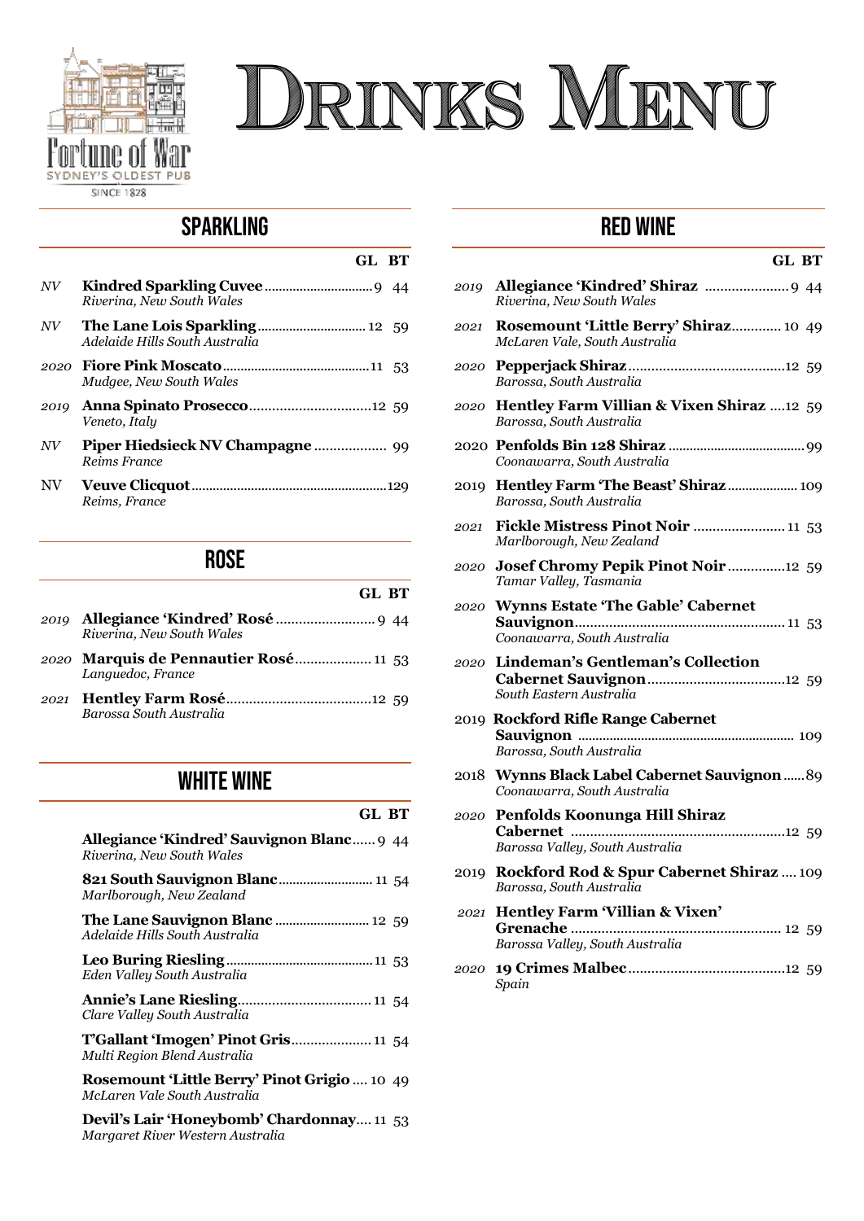Fortune of War

SYDNEY'S OLDEST PUB

SINCE 1828

# Drinks Menu

## Sparkling

| | | GL | BT |
|---|---|---|---|
| NV | **Kindred Sparkling Cuvee** *Riverina, New South Wales* | 9 | 44 |
| NV | **The Lane Lois Sparkling** *Adelaide Hills South Australia* | 12 | 59 |
| 2020 | **Fiore Pink Moscato** *Mudgee, New South Wales* | 11 | 53 |
| 2019 | **Anna Spinato Prosecco** *Veneto, Italy* | 12 | 59 |
| NV | **Piper Hiedsieck NV Champagne** *Reims France* | | 99 |
| NV | **Veuve Clicquot** *Reims, France* | | 129 |

## Rose

| | | GL | BT |
|---|---|---|---|
| 2019 | **Allegiance 'Kindred' Rosé** *Riverina, New South Wales* | 9 | 44 |
| 2020 | **Marquis de Pennautier Rosé** *Languedoc, France* | 11 | 53 |
| 2021 | **Hentley Farm Rosé** *Barossa South Australia* | 12 | 59 |

## White Wine

| | GL | BT |
|---|---|---|
| **Allegiance 'Kindred' Sauvignon Blanc** *Riverina, New South Wales* | 9 | 44 |
| **821 South Sauvignon Blanc** *Marlborough, New Zealand* | 11 | 54 |
| **The Lane Sauvignon Blanc** *Adelaide Hills South Australia* | 12 | 59 |
| **Leo Buring Riesling** *Eden Valley South Australia* | 11 | 53 |
| **Annie's Lane Riesling** *Clare Valley South Australia* | 11 | 54 |
| **T'Gallant 'Imogen' Pinot Gris** *Multi Region Blend Australia* | 11 | 54 |
| **Rosemount 'Little Berry' Pinot Grigio** *McLaren Vale South Australia* | 10 | 49 |
| **Devil's Lair 'Honeybomb' Chardonnay** *Margaret River Western Australia* | 11 | 53 |

## Red Wine

| | | GL | BT |
|---|---|---|---|
| 2019 | **Allegiance 'Kindred' Shiraz** *Riverina, New South Wales* | 9 | 44 |
| 2021 | **Rosemount 'Little Berry' Shiraz** *McLaren Vale, South Australia* | 10 | 49 |
| 2020 | **Pepperjack Shiraz** *Barossa, South Australia* | 12 | 59 |
| 2020 | **Hentley Farm Villian & Vixen Shiraz** *Barossa, South Australia* | 12 | 59 |
| 2020 | **Penfolds Bin 128 Shiraz** *Coonawarra, South Australia* | | 99 |
| 2019 | **Hentley Farm 'The Beast' Shiraz** *Barossa, South Australia* | | 109 |
| 2021 | **Fickle Mistress Pinot Noir** *Marlborough, New Zealand* | 11 | 53 |
| 2020 | **Josef Chromy Pepik Pinot Noir** *Tamar Valley, Tasmania* | 12 | 59 |
| 2020 | **Wynns Estate 'The Gable' Cabernet Sauvignon** *Coonawarra, South Australia* | 11 | 53 |
| 2020 | **Lindeman's Gentleman's Collection Cabernet Sauvignon** *South Eastern Australia* | 12 | 59 |
| 2019 | **Rockford Rifle Range Cabernet Sauvignon** *Barossa, South Australia* | | 109 |
| 2018 | **Wynns Black Label Cabernet Sauvignon** *Coonawarra, South Australia* | | 89 |
| 2020 | **Penfolds Koonunga Hill Shiraz Cabernet** *Barossa Valley, South Australia* | 12 | 59 |
| 2019 | **Rockford Rod & Spur Cabernet Shiraz** *Barossa, South Australia* | | 109 |
| 2021 | **Hentley Farm 'Villian & Vixen' Grenache** *Barossa Valley, South Australia* | 12 | 59 |
| 2020 | **19 Crimes Malbec** *Spain* | 12 | 59 |